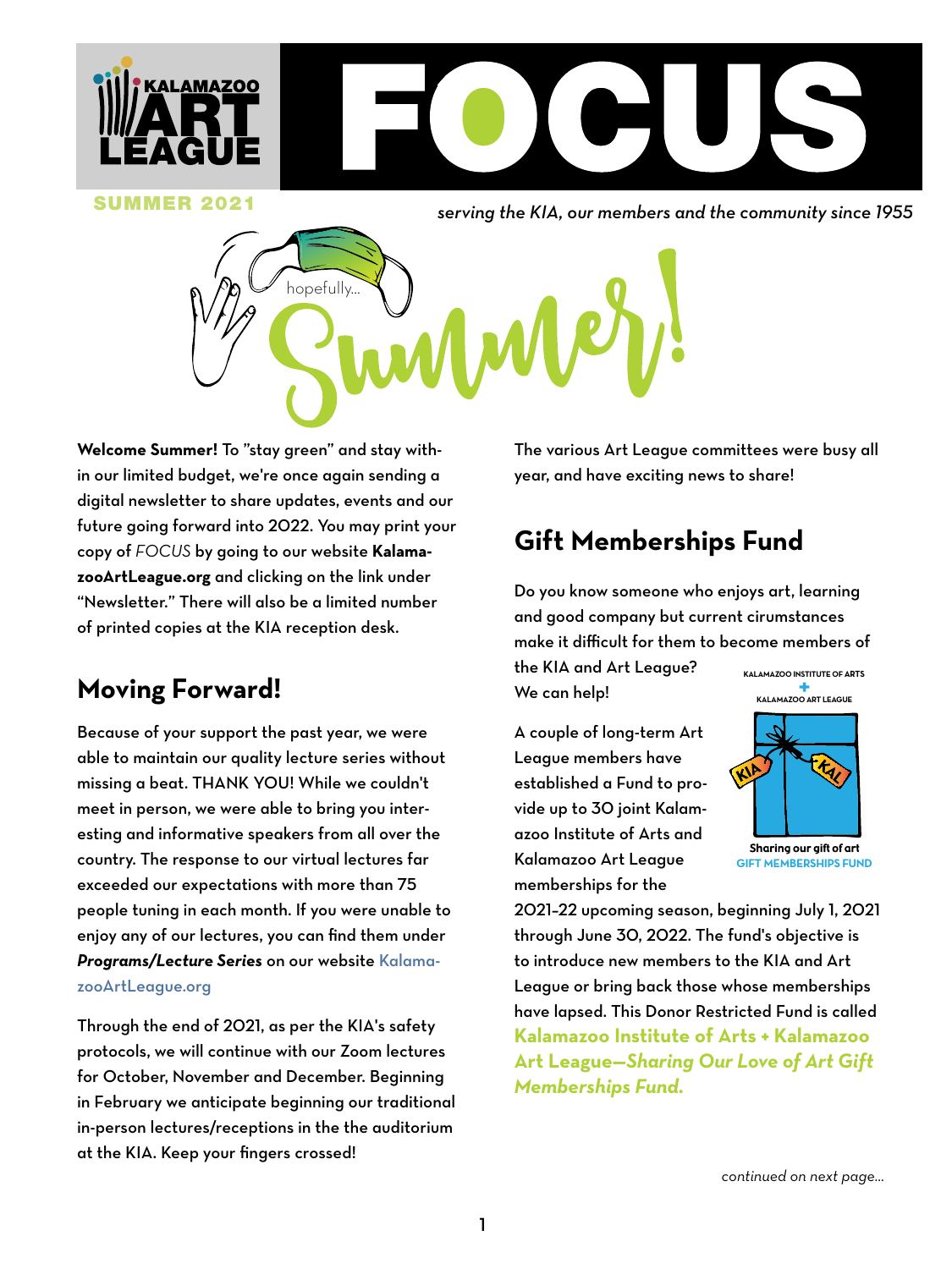# KALAMAZOO ART LEAGUE FOCUS

**SUMMER 2021**

*serving the KIA, our members and the community since 1955*

hopefully... Summer!

**Welcome Summer!** To "stay green" and stay within our limited budget, we're once again sending a digital newsletter to share updates, events and our future going forward into 2022. You may print your copy of *FOCUS* by going to our website **KalamazooArtLeague.org** and clicking on the link under "Newsletter." There will also be a limited number of printed copies at the KIA reception desk.

## Moving Forward!

Because of your support the past year, we were able to maintain our quality lecture series without missing a beat. THANK YOU! While we couldn't meet in person, we were able to bring you interesting and informative speakers from all over the country. The response to our virtual lectures far exceeded our expectations with more than 75 people tuning in each month. If you were unable to enjoy any of our lectures, you can find them under ***Programs/Lecture Series*** on our website KalamazooArtLeague.org

Through the end of 2021, as per the KIA's safety protocols, we will continue with our Zoom lectures for October, November and December. Beginning in February we anticipate beginning our traditional in-person lectures/receptions in the the auditorium at the KIA. Keep your fingers crossed!

The various Art League committees were busy all year, and have exciting news to share!

## Gift Memberships Fund

Do you know someone who enjoys art, learning and good company but current cirumstances make it difficult for them to become members of the KIA and Art League? We can help!

A couple of long-term Art League members have established a Fund to provide up to 30 joint Kalamazoo Institute of Arts and Kalamazoo Art League memberships for the 2021–22 upcoming season, beginning July 1, 2021 through June 30, 2022. The fund's objective is to introduce new members to the KIA and Art League or bring back those whose memberships have lapsed. This Donor Restricted Fund is called **Kalamazoo Institute of Arts + Kalamazoo Art League—*Sharing Our Love of Art Gift Memberships Fund.***

KALAMAZOO INSTITUTE OF ARTS + KALAMAZOO ART LEAGUE

Sharing our gift of art
GIFT MEMBERSHIPS FUND

*continued on next page...*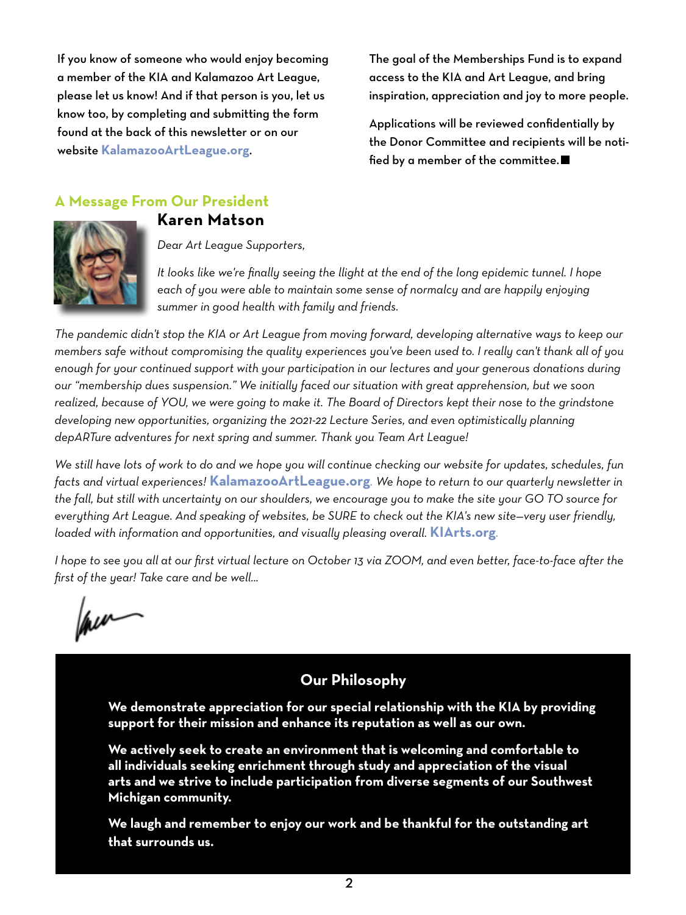If you know of someone who would enjoy becoming a member of the KIA and Kalamazoo Art League, please let us know! And if that person is you, let us know too, by completing and submitting the form found at the back of this newsletter or on our website **KalamazooArtLeague.org**.

The goal of the Memberships Fund is to expand access to the KIA and Art League, and bring inspiration, appreciation and joy to more people.

Applications will be reviewed confidentially by the Donor Committee and recipients will be notified by a member of the committee. ■

## A Message From Our President

### Karen Matson

*Dear Art League Supporters,*

*It looks like we're finally seeing the llight at the end of the long epidemic tunnel. I hope each of you were able to maintain some sense of normalcy and are happily enjoying summer in good health with family and friends.*

*The pandemic didn't stop the KIA or Art League from moving forward, developing alternative ways to keep our members safe without compromising the quality experiences you've been used to. I really can't thank all of you enough for your continued support with your participation in our lectures and your generous donations during our "membership dues suspension." We initially faced our situation with great apprehension, but we soon realized, because of YOU, we were going to make it. The Board of Directors kept their nose to the grindstone developing new opportunities, organizing the 2021-22 Lecture Series, and even optimistically planning depARTure adventures for next spring and summer. Thank you Team Art League!*

*We still have lots of work to do and we hope you will continue checking our website for updates, schedules, fun facts and virtual experiences!* **KalamazooArtLeague.org**. *We hope to return to our quarterly newsletter in the fall, but still with uncertainty on our shoulders, we encourage you to make the site your GO TO source for everything Art League. And speaking of websites, be SURE to check out the KIA's new site—very user friendly, loaded with information and opportunities, and visually pleasing overall.* **KIArts.org**.

*I hope to see you all at our first virtual lecture on October 13 via ZOOM, and even better, face-to-face after the first of the year! Take care and be well...*

## Our Philosophy

**We demonstrate appreciation for our special relationship with the KIA by providing support for their mission and enhance its reputation as well as our own.**

**We actively seek to create an environment that is welcoming and comfortable to all individuals seeking enrichment through study and appreciation of the visual arts and we strive to include participation from diverse segments of our Southwest Michigan community.**

**We laugh and remember to enjoy our work and be thankful for the outstanding art that surrounds us.**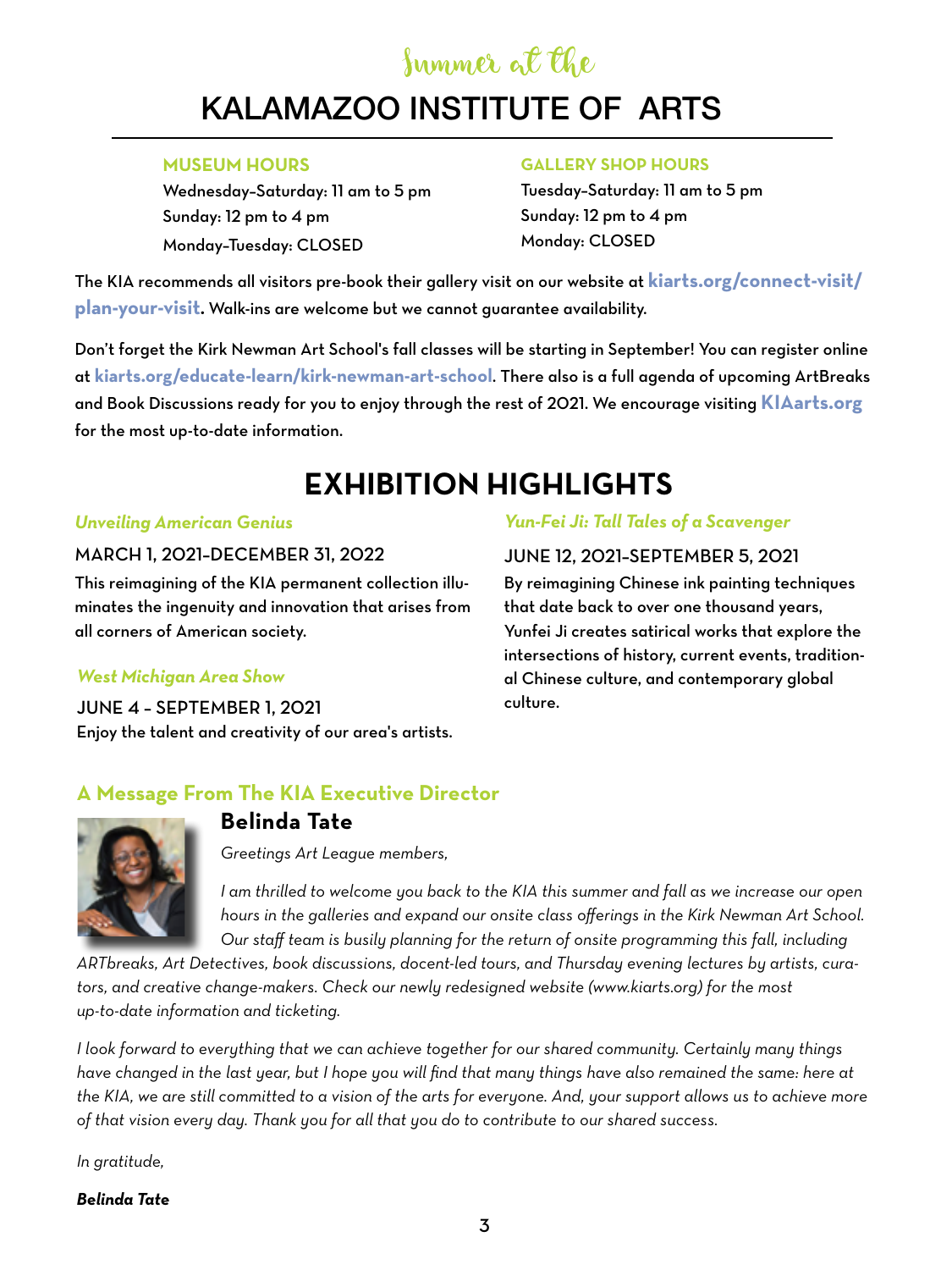Summer at the

# KALAMAZOO INSTITUTE OF ARTS

**MUSEUM HOURS**

Wednesday–Saturday: 11 am to 5 pm
Sunday: 12 pm to 4 pm
Monday–Tuesday: CLOSED

**GALLERY SHOP HOURS**

Tuesday–Saturday: 11 am to 5 pm
Sunday: 12 pm to 4 pm
Monday: CLOSED

The KIA recommends all visitors pre-book their gallery visit on our website at **kiarts.org/connect-visit/plan-your-visit.** Walk-ins are welcome but we cannot guarantee availability.

Don't forget the Kirk Newman Art School's fall classes will be starting in September! You can register online at **kiarts.org/educate-learn/kirk-newman-art-school**. There also is a full agenda of upcoming ArtBreaks and Book Discussions ready for you to enjoy through the rest of 2021. We encourage visiting **KIAarts.org** for the most up-to-date information.

## EXHIBITION HIGHLIGHTS

***Unveiling American Genius***

MARCH 1, 2021–DECEMBER 31, 2022

This reimagining of the KIA permanent collection illuminates the ingenuity and innovation that arises from all corners of American society.

***West Michigan Area Show***

JUNE 4 – SEPTEMBER 1, 2021

Enjoy the talent and creativity of our area's artists.

***Yun-Fei Ji: Tall Tales of a Scavenger***

JUNE 12, 2021–SEPTEMBER 5, 2021

By reimagining Chinese ink painting techniques that date back to over one thousand years, Yunfei Ji creates satirical works that explore the intersections of history, current events, traditional Chinese culture, and contemporary global culture.

### A Message From The KIA Executive Director

**Belinda Tate**

*Greetings Art League members,*

*I am thrilled to welcome you back to the KIA this summer and fall as we increase our open hours in the galleries and expand our onsite class offerings in the Kirk Newman Art School. Our staff team is busily planning for the return of onsite programming this fall, including ARTbreaks, Art Detectives, book discussions, docent-led tours, and Thursday evening lectures by artists, curators, and creative change-makers. Check our newly redesigned website (www.kiarts.org) for the most up-to-date information and ticketing.*

*I look forward to everything that we can achieve together for our shared community. Certainly many things have changed in the last year, but I hope you will find that many things have also remained the same: here at the KIA, we are still committed to a vision of the arts for everyone. And, your support allows us to achieve more of that vision every day. Thank you for all that you do to contribute to our shared success.*

*In gratitude,*

***Belinda Tate***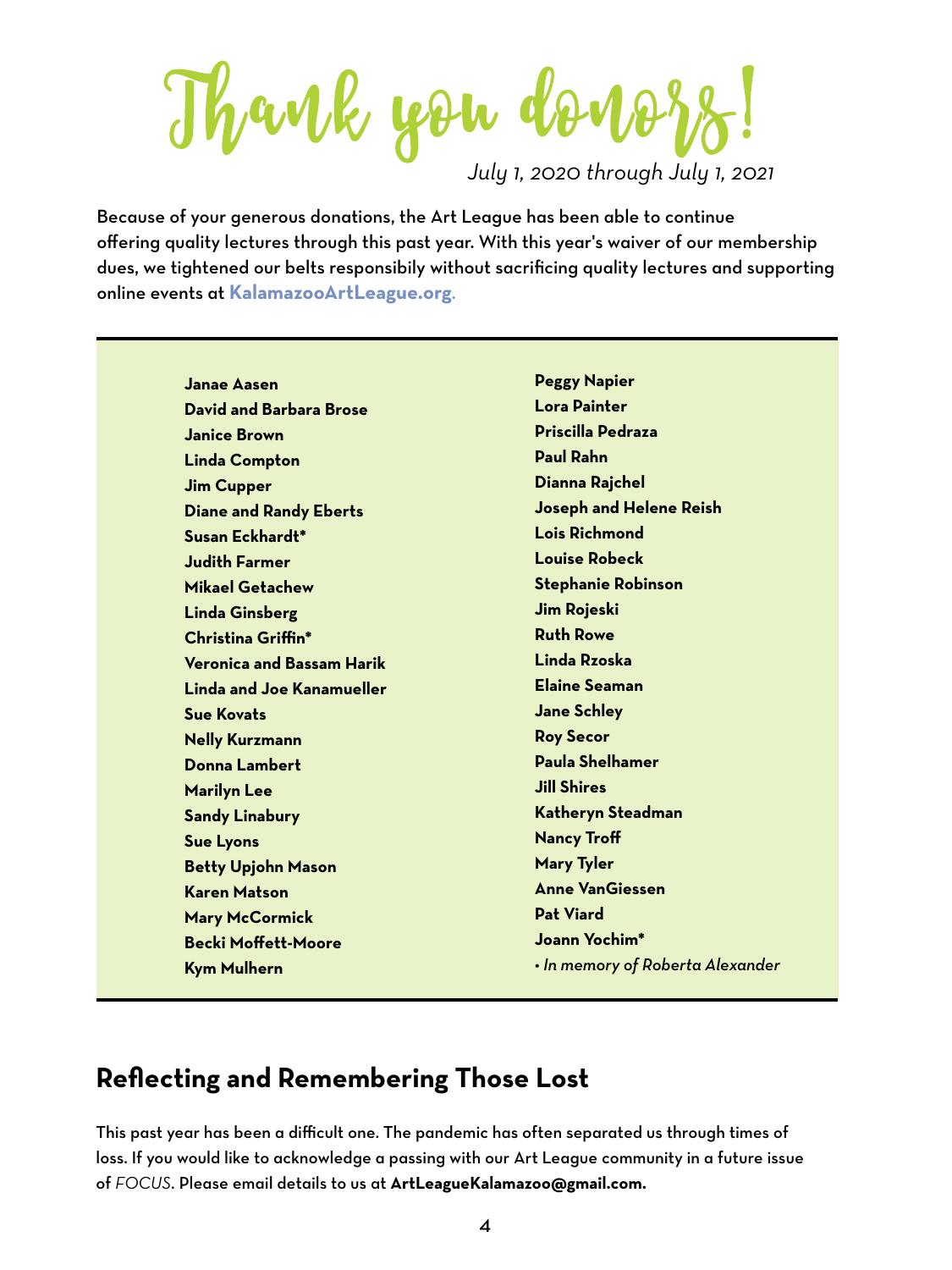# Thank you donors!

*July 1, 2020 through July 1, 2021*

Because of your generous donations, the Art League has been able to continue offering quality lectures through this past year. With this year's waiver of our membership dues, we tightened our belts responsibily without sacrificing quality lectures and supporting online events at **KalamazooArtLeague.org**.

**Janae Aasen**
**David and Barbara Brose**
**Janice Brown**
**Linda Compton**
**Jim Cupper**
**Diane and Randy Eberts**
**Susan Eckhardt***
**Judith Farmer**
**Mikael Getachew**
**Linda Ginsberg**
**Christina Griffin***
**Veronica and Bassam Harik**
**Linda and Joe Kanamueller**
**Sue Kovats**
**Nelly Kurzmann**
**Donna Lambert**
**Marilyn Lee**
**Sandy Linabury**
**Sue Lyons**
**Betty Upjohn Mason**
**Karen Matson**
**Mary McCormick**
**Becki Moffett-Moore**
**Kym Mulhern**
**Peggy Napier**
**Lora Painter**
**Priscilla Pedraza**
**Paul Rahn**
**Dianna Rajchel**
**Joseph and Helene Reish**
**Lois Richmond**
**Louise Robeck**
**Stephanie Robinson**
**Jim Rojeski**
**Ruth Rowe**
**Linda Rzoska**
**Elaine Seaman**
**Jane Schley**
**Roy Secor**
**Paula Shelhamer**
**Jill Shires**
**Katheryn Steadman**
**Nancy Troff**
**Mary Tyler**
**Anne VanGiessen**
**Pat Viard**
**Joann Yochim***

*• In memory of Roberta Alexander*

## Reflecting and Remembering Those Lost

This past year has been a difficult one. The pandemic has often separated us through times of loss. If you would like to acknowledge a passing with our Art League community in a future issue of *FOCUS*. Please email details to us at **ArtLeagueKalamazoo@gmail.com.**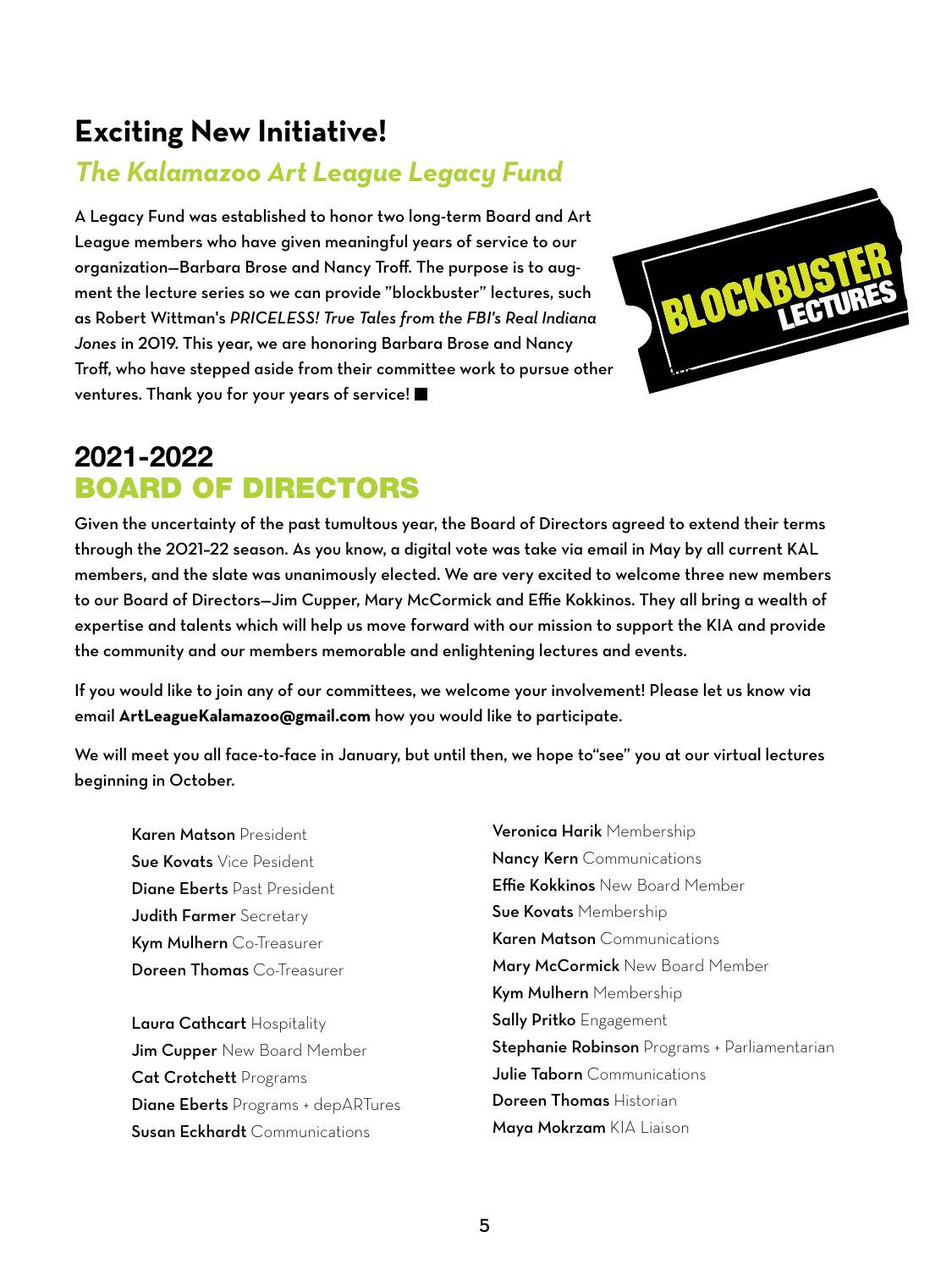# Exciting New Initiative!

## *The Kalamazoo Art League Legacy Fund*

A Legacy Fund was established to honor two long-term Board and Art League members who have given meaningful years of service to our organization—Barbara Brose and Nancy Troff. The purpose is to augment the lecture series so we can provide "blockbuster" lectures, such as Robert Wittman's *PRICELESS! True Tales from the FBI's Real Indiana Jones* in 2019. This year, we are honoring Barbara Brose and Nancy Troff, who have stepped aside from their committee work to pursue other ventures. Thank you for your years of service! ■

BLOCKBUSTER LECTURES

# 2021-2022 BOARD OF DIRECTORS

Given the uncertainty of the past tumultous year, the Board of Directors agreed to extend their terms through the 2021–22 season. As you know, a digital vote was take via email in May by all current KAL members, and the slate was unanimously elected. We are very excited to welcome three new members to our Board of Directors—Jim Cupper, Mary McCormick and Effie Kokkinos. They all bring a wealth of expertise and talents which will help us move forward with our mission to support the KIA and provide the community and our members memorable and enlightening lectures and events.

If you would like to join any of our committees, we welcome your involvement! Please let us know via email **ArtLeagueKalamazoo@gmail.com** how you would like to participate.

We will meet you all face-to-face in January, but until then, we hope to"see" you at our virtual lectures beginning in October.

**Karen Matson** President
**Sue Kovats** Vice Pesident
**Diane Eberts** Past President
**Judith Farmer** Secretary
**Kym Mulhern** Co-Treasurer
**Doreen Thomas** Co-Treasurer

**Laura Cathcart** Hospitality
**Jim Cupper** New Board Member
**Cat Crotchett** Programs
**Diane Eberts** Programs + depARTures
**Susan Eckhardt** Communications
**Veronica Harik** Membership
**Nancy Kern** Communications
**Effie Kokkinos** New Board Member
**Sue Kovats** Membership
**Karen Matson** Communications
**Mary McCormick** New Board Member
**Kym Mulhern** Membership
**Sally Pritko** Engagement
**Stephanie Robinson** Programs + Parliamentarian
**Julie Taborn** Communications
**Doreen Thomas** Historian
**Maya Mokrzam** KIA Liaison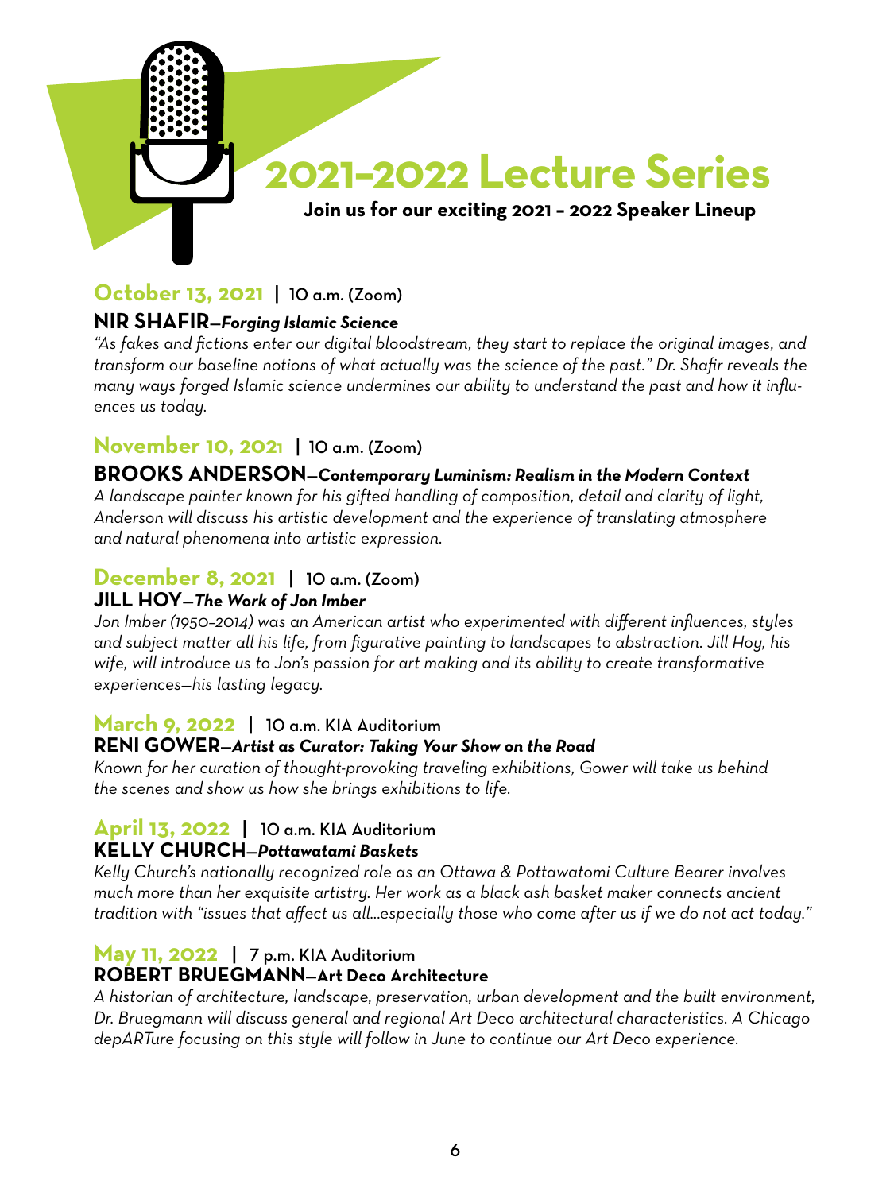# 2021–2022 Lecture Series

**Join us for our exciting 2021 – 2022 Speaker Lineup**

## October 13, 2021 | 10 a.m. (Zoom)

### NIR SHAFIR—*Forging Islamic Science*

*"As fakes and fictions enter our digital bloodstream, they start to replace the original images, and transform our baseline notions of what actually was the science of the past." Dr. Shafir reveals the many ways forged Islamic science undermines our ability to understand the past and how it influences us today.*

## November 10, 2021 | 10 a.m. (Zoom)

### BROOKS ANDERSON—*Contemporary Luminism: Realism in the Modern Context*

*A landscape painter known for his gifted handling of composition, detail and clarity of light, Anderson will discuss his artistic development and the experience of translating atmosphere and natural phenomena into artistic expression.*

## December 8, 2021 | 10 a.m. (Zoom)

### JILL HOY—*The Work of Jon Imber*

*Jon Imber (1950–2014) was an American artist who experimented with different influences, styles and subject matter all his life, from figurative painting to landscapes to abstraction. Jill Hoy, his wife, will introduce us to Jon's passion for art making and its ability to create transformative experiences—his lasting legacy.*

## March 9, 2022 | 10 a.m. KIA Auditorium

### RENI GOWER—*Artist as Curator: Taking Your Show on the Road*

*Known for her curation of thought-provoking traveling exhibitions, Gower will take us behind the scenes and show us how she brings exhibitions to life.*

## April 13, 2022 | 10 a.m. KIA Auditorium

### KELLY CHURCH—*Pottawatami Baskets*

*Kelly Church's nationally recognized role as an Ottawa & Pottawatomi Culture Bearer involves much more than her exquisite artistry. Her work as a black ash basket maker connects ancient tradition with "issues that affect us all...especially those who come after us if we do not act today."*

## May 11, 2022 | 7 p.m. KIA Auditorium

### ROBERT BRUEGMANN—Art Deco Architecture

*A historian of architecture, landscape, preservation, urban development and the built environment, Dr. Bruegmann will discuss general and regional Art Deco architectural characteristics. A Chicago depARTure focusing on this style will follow in June to continue our Art Deco experience.*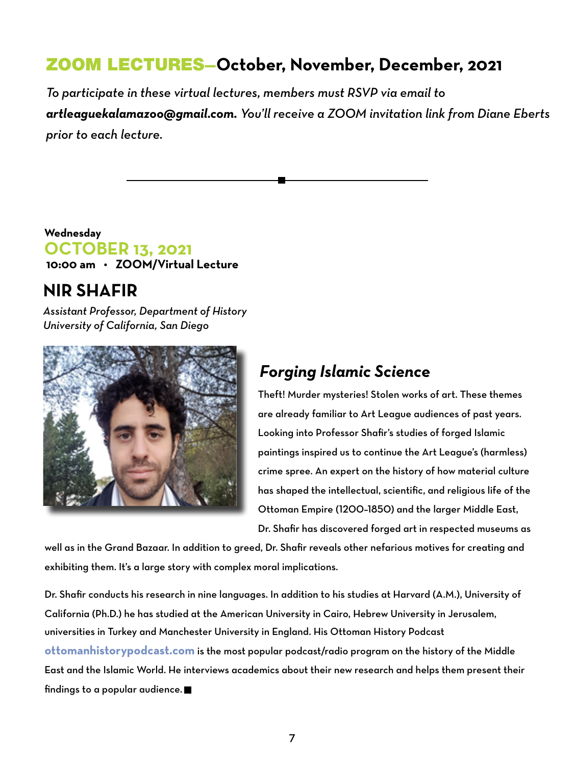## ZOOM LECTURES—October, November, December, 2021

*To participate in these virtual lectures, members must RSVP via email to* ***artleaguekalamazoo@gmail.com.*** *You'll receive a ZOOM invitation link from Diane Eberts prior to each lecture.*

---

**Wednesday**
**OCTOBER 13, 2021**
**10:00 am • ZOOM/Virtual Lecture**

### NIR SHAFIR

*Assistant Professor, Department of History*
*University of California, San Diego*

### *Forging Islamic Science*

Theft! Murder mysteries! Stolen works of art. These themes are already familiar to Art League audiences of past years. Looking into Professor Shafir's studies of forged Islamic paintings inspired us to continue the Art League's (harmless) crime spree. An expert on the history of how material culture has shaped the intellectual, scientific, and religious life of the Ottoman Empire (1200–1850) and the larger Middle East, Dr. Shafir has discovered forged art in respected museums as well as in the Grand Bazaar. In addition to greed, Dr. Shafir reveals other nefarious motives for creating and exhibiting them. It's a large story with complex moral implications.

Dr. Shafir conducts his research in nine languages. In addition to his studies at Harvard (A.M.), University of California (Ph.D.) he has studied at the American University in Cairo, Hebrew University in Jerusalem, universities in Turkey and Manchester University in England. His Ottoman History Podcast **ottomanhistorypodcast.com** is the most popular podcast/radio program on the history of the Middle East and the Islamic World. He interviews academics about their new research and helps them present their findings to a popular audience. ■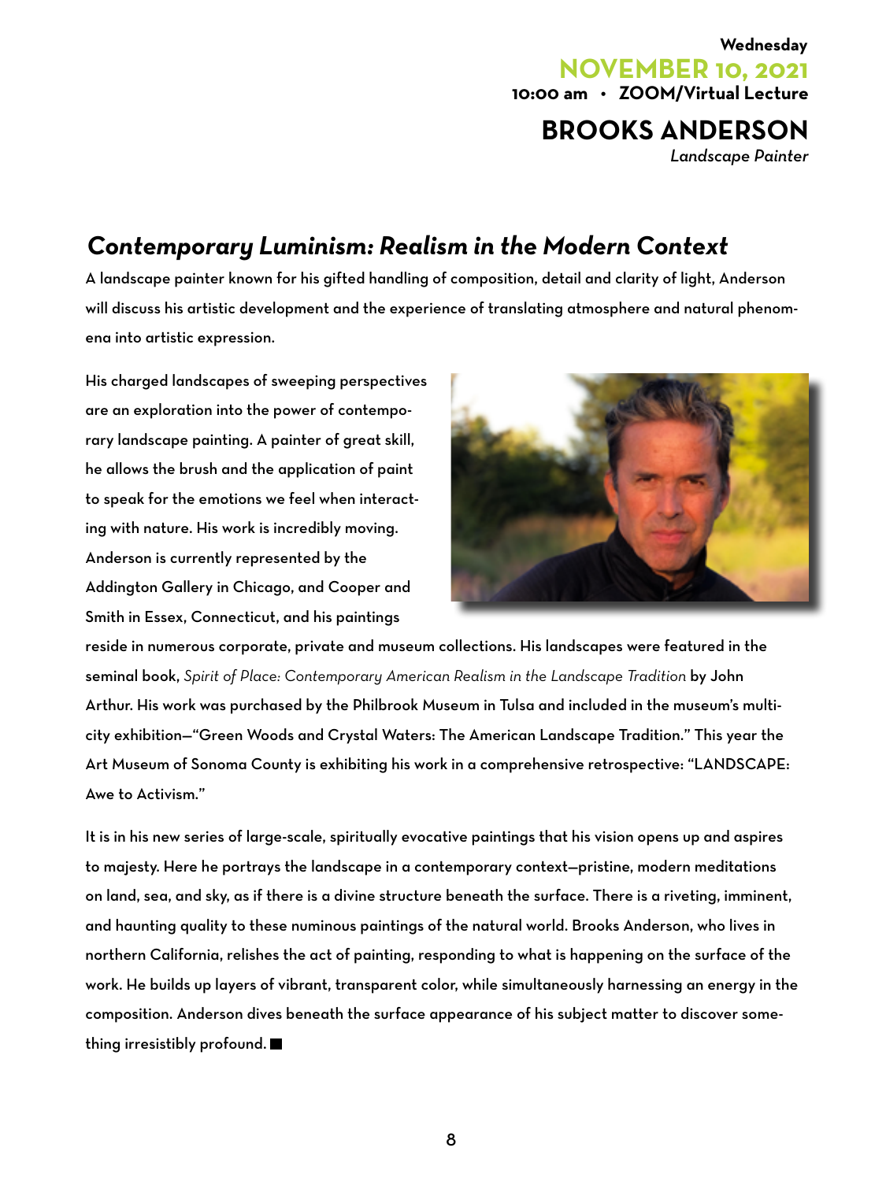**Wednesday**
**NOVEMBER 10, 2021**
**10:00 am • ZOOM/Virtual Lecture**

## BROOKS ANDERSON

*Landscape Painter*

### *Contemporary Luminism: Realism in the Modern Context*

A landscape painter known for his gifted handling of composition, detail and clarity of light, Anderson will discuss his artistic development and the experience of translating atmosphere and natural phenomena into artistic expression.

His charged landscapes of sweeping perspectives are an exploration into the power of contemporary landscape painting. A painter of great skill, he allows the brush and the application of paint to speak for the emotions we feel when interacting with nature. His work is incredibly moving. Anderson is currently represented by the Addington Gallery in Chicago, and Cooper and Smith in Essex, Connecticut, and his paintings reside in numerous corporate, private and museum collections. His landscapes were featured in the seminal book, *Spirit of Place: Contemporary American Realism in the Landscape Tradition* by John Arthur. His work was purchased by the Philbrook Museum in Tulsa and included in the museum's multi-city exhibition—"Green Woods and Crystal Waters: The American Landscape Tradition." This year the Art Museum of Sonoma County is exhibiting his work in a comprehensive retrospective: "LANDSCAPE: Awe to Activism."

It is in his new series of large-scale, spiritually evocative paintings that his vision opens up and aspires to majesty. Here he portrays the landscape in a contemporary context—pristine, modern meditations on land, sea, and sky, as if there is a divine structure beneath the surface. There is a riveting, imminent, and haunting quality to these numinous paintings of the natural world. Brooks Anderson, who lives in northern California, relishes the act of painting, responding to what is happening on the surface of the work. He builds up layers of vibrant, transparent color, while simultaneously harnessing an energy in the composition. Anderson dives beneath the surface appearance of his subject matter to discover something irresistibly profound. ■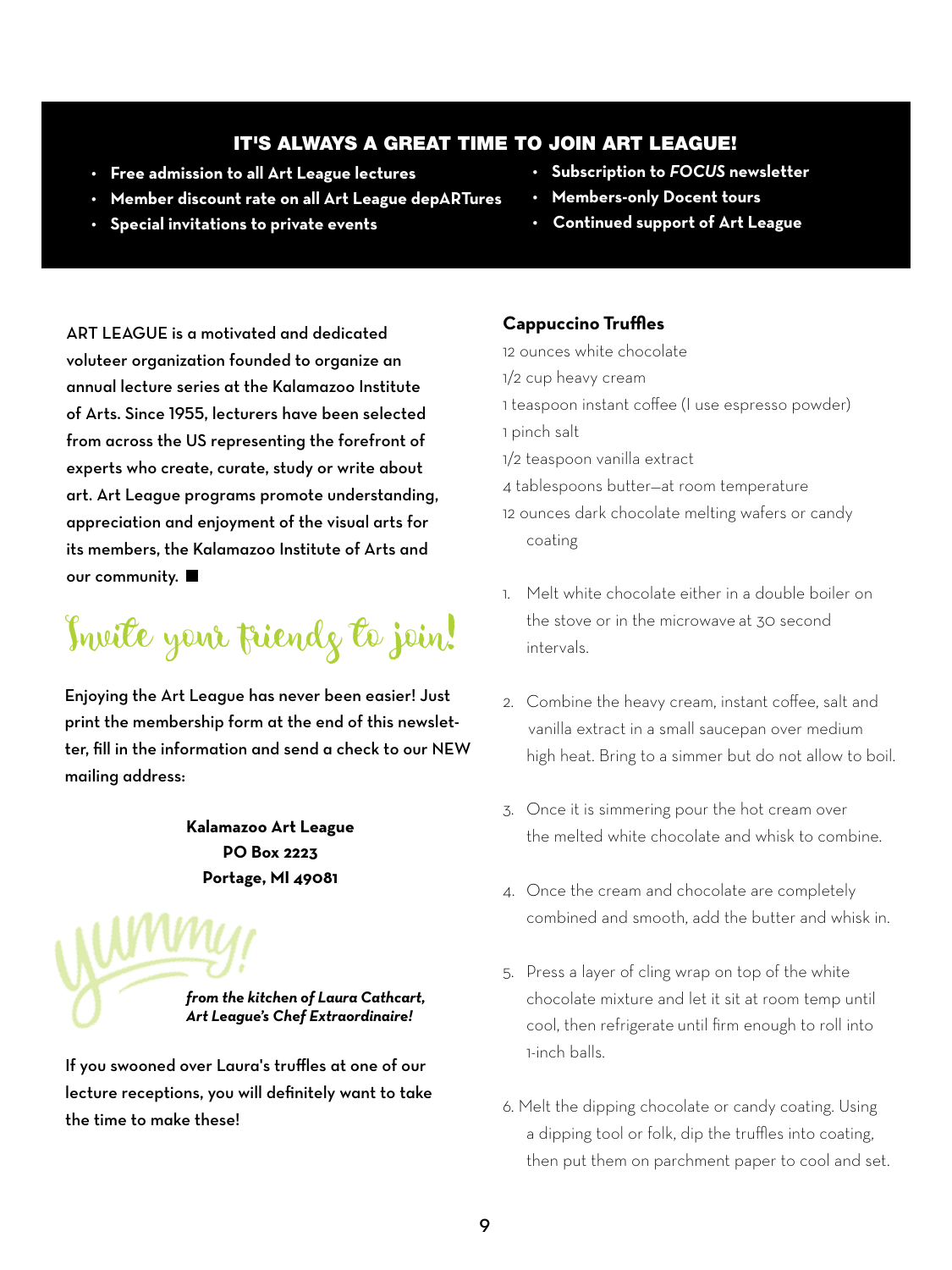## IT'S ALWAYS A GREAT TIME TO JOIN ART LEAGUE!

- **Free admission to all Art League lectures**
- **Member discount rate on all Art League depARTures**
- **Special invitations to private events**
- **Subscription to *FOCUS* newsletter**
- **Members-only Docent tours**
- **Continued support of Art League**

ART LEAGUE is a motivated and dedicated voluteer organization founded to organize an annual lecture series at the Kalamazoo Institute of Arts. Since 1955, lecturers have been selected from across the US representing the forefront of experts who create, curate, study or write about art. Art League programs promote understanding, appreciation and enjoyment of the visual arts for its members, the Kalamazoo Institute of Arts and our community. ■

## Invite your friends to join!

Enjoying the Art League has never been easier! Just print the membership form at the end of this newsletter, fill in the information and send a check to our NEW mailing address:

**Kalamazoo Art League**
**PO Box 2223**
**Portage, MI 49081**

Yummy!

***from the kitchen of Laura Cathcart, Art League's Chef Extraordinaire!***

If you swooned over Laura's truffles at one of our lecture receptions, you will definitely want to take the time to make these!

### Cappuccino Truffles

12 ounces white chocolate
1/2 cup heavy cream
1 teaspoon instant coffee (I use espresso powder)
1 pinch salt
1/2 teaspoon vanilla extract
4 tablespoons butter—at room temperature
12 ounces dark chocolate melting wafers or candy coating

1. Melt white chocolate either in a double boiler on the stove or in the microwave at 30 second intervals.
2. Combine the heavy cream, instant coffee, salt and vanilla extract in a small saucepan over medium high heat. Bring to a simmer but do not allow to boil.
3. Once it is simmering pour the hot cream over the melted white chocolate and whisk to combine.
4. Once the cream and chocolate are completely combined and smooth, add the butter and whisk in.
5. Press a layer of cling wrap on top of the white chocolate mixture and let it sit at room temp until cool, then refrigerate until firm enough to roll into 1-inch balls.
6. Melt the dipping chocolate or candy coating. Using a dipping tool or folk, dip the truffles into coating, then put them on parchment paper to cool and set.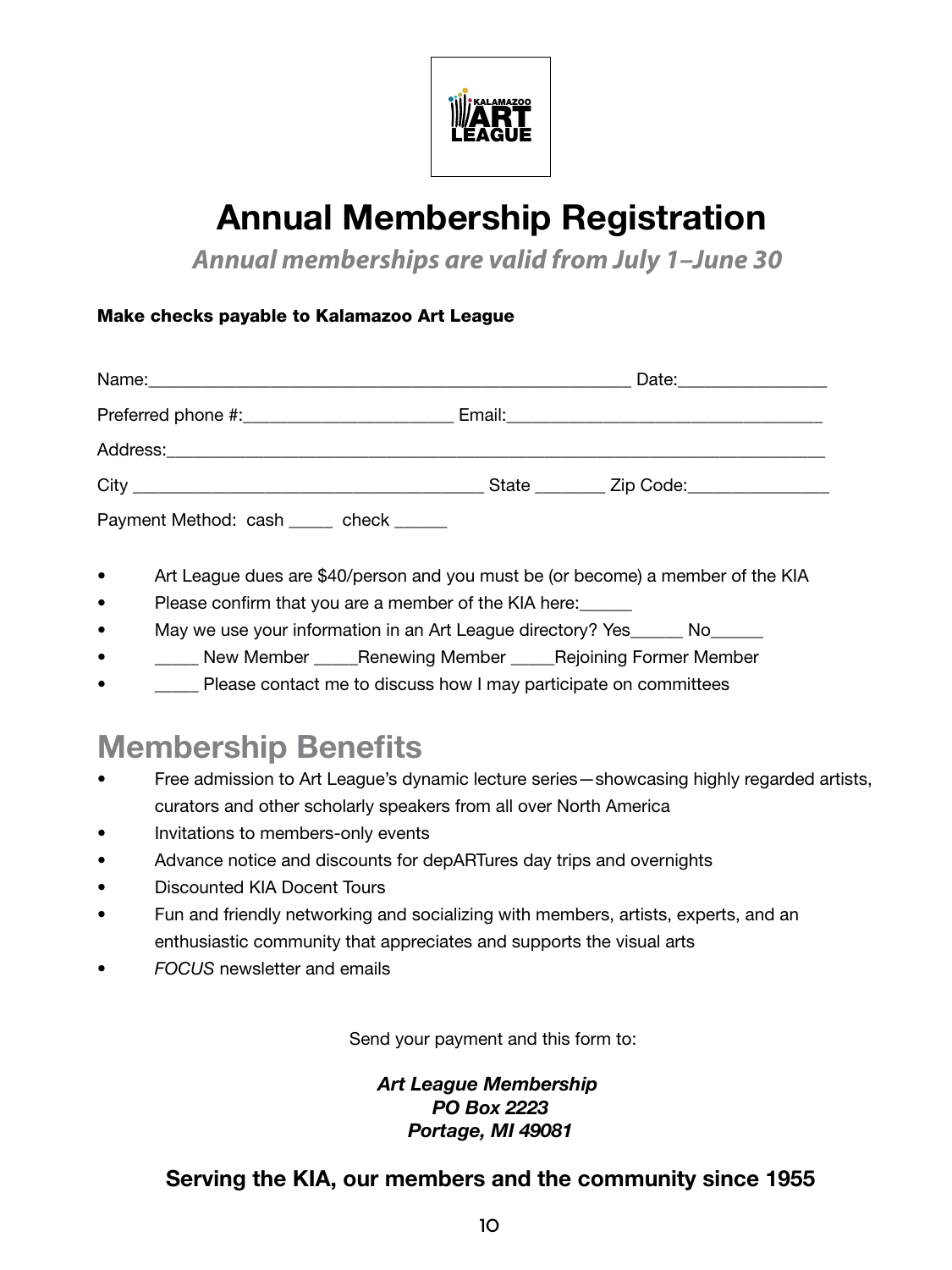# Annual Membership Registration

***Annual memberships are valid from July 1–June 30***

**Make checks payable to Kalamazoo Art League**

Name:_______________________________________________ Date:_______________

Preferred phone #:____________________ Email:_______________________________

Address:______________________________________________________________________

City _________________________________ State _______ Zip Code:______________

Payment Method: cash _____ check ______

- Art League dues are $40/person and you must be (or become) a member of the KIA
- Please confirm that you are a member of the KIA here:______
- May we use your information in an Art League directory? Yes______ No______
- _____ New Member _____Renewing Member _____Rejoining Former Member
- _____ Please contact me to discuss how I may participate on committees

## Membership Benefits

- Free admission to Art League's dynamic lecture series—showcasing highly regarded artists, curators and other scholarly speakers from all over North America
- Invitations to members-only events
- Advance notice and discounts for depARTures day trips and overnights
- Discounted KIA Docent Tours
- Fun and friendly networking and socializing with members, artists, experts, and an enthusiastic community that appreciates and supports the visual arts
- *FOCUS* newsletter and emails

Send your payment and this form to:

***Art League Membership***
***PO Box 2223***
***Portage, MI 49081***

**Serving the KIA, our members and the community since 1955**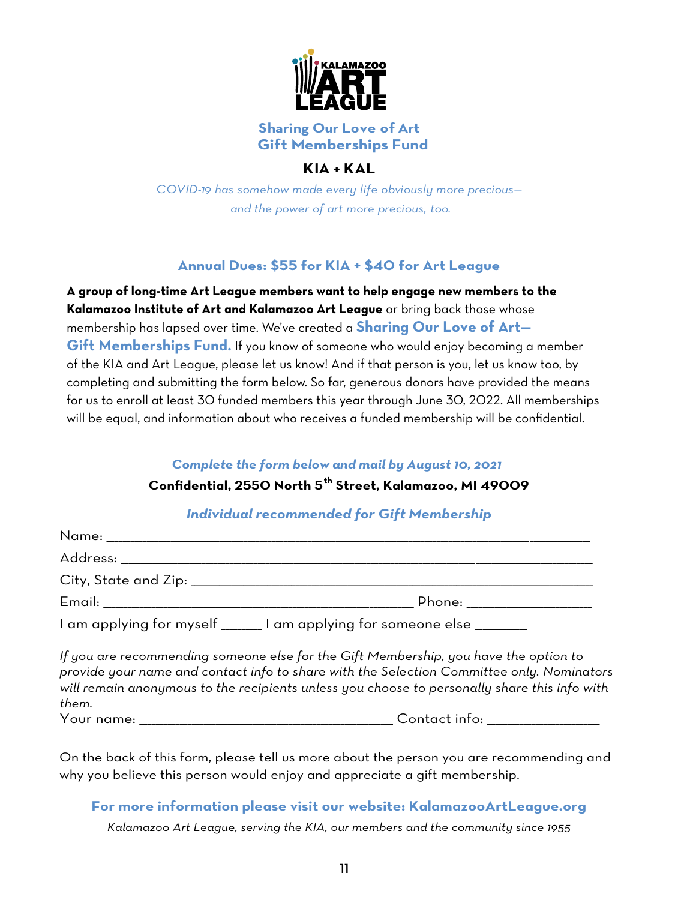KALAMAZOO ART LEAGUE

## Sharing Our Love of Art
## Gift Memberships Fund

### KIA + KAL

*COVID-19 has somehow made every life obviously more precious—*
*and the power of art more precious, too.*

### Annual Dues: $55 for KIA + $40 for Art League

**A group of long-time Art League members want to help engage new members to the Kalamazoo Institute of Art and Kalamazoo Art League** or bring back those whose membership has lapsed over time. We've created a **Sharing Our Love of Art—Gift Memberships Fund.** If you know of someone who would enjoy becoming a member of the KIA and Art League, please let us know! And if that person is you, let us know too, by completing and submitting the form below. So far, generous donors have provided the means for us to enroll at least 30 funded members this year through June 30, 2022. All memberships will be equal, and information about who receives a funded membership will be confidential.

***Complete the form below and mail by August 10, 2021***

**Confidential, 2550 North 5th Street, Kalamazoo, MI 49009**

***Individual recommended for Gift Membership***

Name: ______________________________________________________________

Address: ____________________________________________________________

City, State and Zip: ___________________________________________________

Email: ________________________________________ Phone: _________________

I am applying for myself _____ I am applying for someone else _______

*If you are recommending someone else for the Gift Membership, you have the option to provide your name and contact info to share with the Selection Committee only. Nominators will remain anonymous to the recipients unless you choose to personally share this info with them.*

Your name: ___________________________________ Contact info: _______________

On the back of this form, please tell us more about the person you are recommending and why you believe this person would enjoy and appreciate a gift membership.

**For more information please visit our website: KalamazooArtLeague.org**

*Kalamazoo Art League, serving the KIA, our members and the community since 1955*